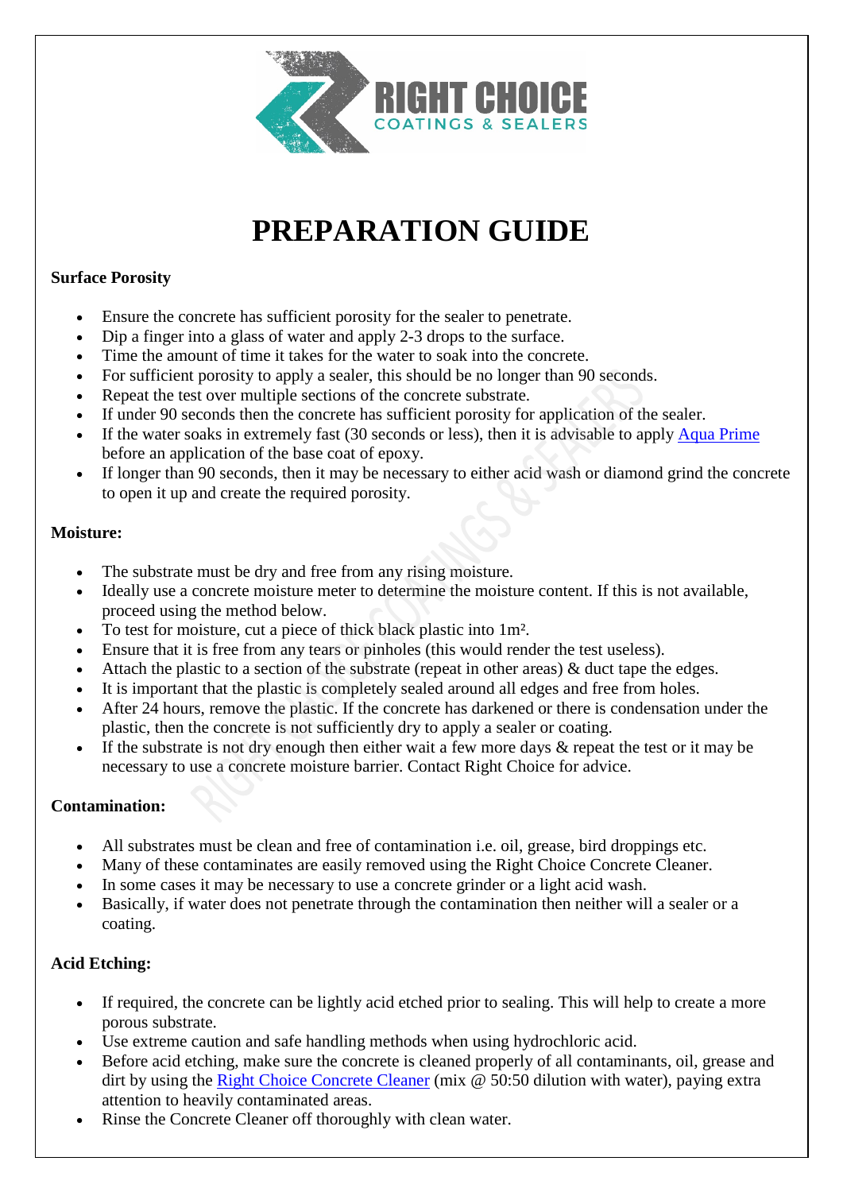RIGHT CHOICE
COATINGS & SEALERS

# PREPARATION GUIDE

**Surface Porosity**

- Ensure the concrete has sufficient porosity for the sealer to penetrate.
- Dip a finger into a glass of water and apply 2-3 drops to the surface.
- Time the amount of time it takes for the water to soak into the concrete.
- For sufficient porosity to apply a sealer, this should be no longer than 90 seconds.
- Repeat the test over multiple sections of the concrete substrate.
- If under 90 seconds then the concrete has sufficient porosity for application of the sealer.
- If the water soaks in extremely fast (30 seconds or less), then it is advisable to apply Aqua Prime before an application of the base coat of epoxy.
- If longer than 90 seconds, then it may be necessary to either acid wash or diamond grind the concrete to open it up and create the required porosity.

**Moisture:**

- The substrate must be dry and free from any rising moisture.
- Ideally use a concrete moisture meter to determine the moisture content. If this is not available, proceed using the method below.
- To test for moisture, cut a piece of thick black plastic into 1m².
- Ensure that it is free from any tears or pinholes (this would render the test useless).
- Attach the plastic to a section of the substrate (repeat in other areas) & duct tape the edges.
- It is important that the plastic is completely sealed around all edges and free from holes.
- After 24 hours, remove the plastic. If the concrete has darkened or there is condensation under the plastic, then the concrete is not sufficiently dry to apply a sealer or coating.
- If the substrate is not dry enough then either wait a few more days & repeat the test or it may be necessary to use a concrete moisture barrier. Contact Right Choice for advice.

**Contamination:**

- All substrates must be clean and free of contamination i.e. oil, grease, bird droppings etc.
- Many of these contaminates are easily removed using the Right Choice Concrete Cleaner.
- In some cases it may be necessary to use a concrete grinder or a light acid wash.
- Basically, if water does not penetrate through the contamination then neither will a sealer or a coating.

**Acid Etching:**

- If required, the concrete can be lightly acid etched prior to sealing. This will help to create a more porous substrate.
- Use extreme caution and safe handling methods when using hydrochloric acid.
- Before acid etching, make sure the concrete is cleaned properly of all contaminants, oil, grease and dirt by using the Right Choice Concrete Cleaner (mix @ 50:50 dilution with water), paying extra attention to heavily contaminated areas.
- Rinse the Concrete Cleaner off thoroughly with clean water.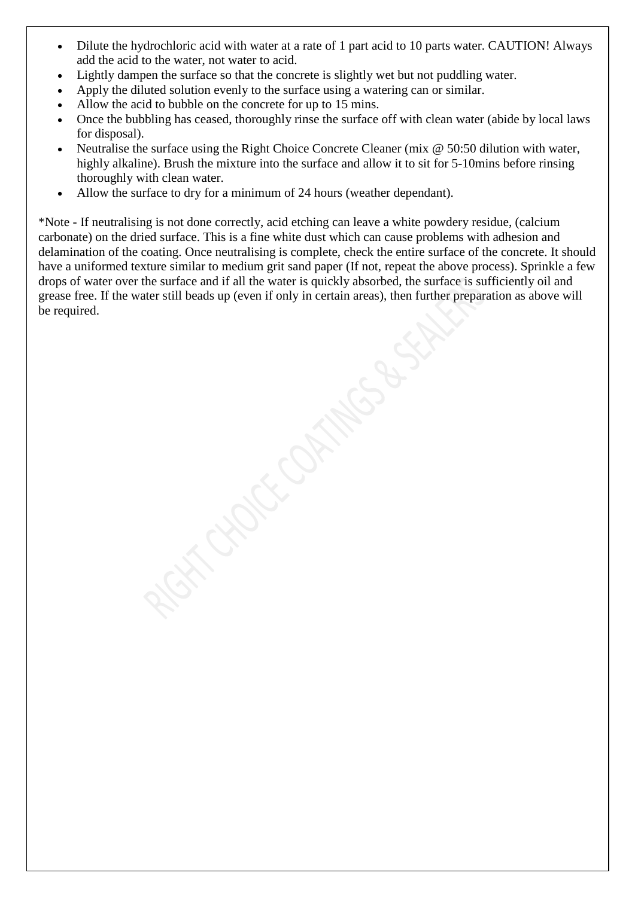- Dilute the hydrochloric acid with water at a rate of 1 part acid to 10 parts water. CAUTION! Always add the acid to the water, not water to acid.
- Lightly dampen the surface so that the concrete is slightly wet but not puddling water.
- Apply the diluted solution evenly to the surface using a watering can or similar.
- Allow the acid to bubble on the concrete for up to 15 mins.
- Once the bubbling has ceased, thoroughly rinse the surface off with clean water (abide by local laws for disposal).
- Neutralise the surface using the Right Choice Concrete Cleaner (mix @ 50:50 dilution with water, highly alkaline). Brush the mixture into the surface and allow it to sit for 5-10mins before rinsing thoroughly with clean water.
- Allow the surface to dry for a minimum of 24 hours (weather dependant).

*Note - If neutralising is not done correctly, acid etching can leave a white powdery residue, (calcium carbonate) on the dried surface. This is a fine white dust which can cause problems with adhesion and delamination of the coating. Once neutralising is complete, check the entire surface of the concrete. It should have a uniformed texture similar to medium grit sand paper (If not, repeat the above process). Sprinkle a few drops of water over the surface and if all the water is quickly absorbed, the surface is sufficiently oil and grease free. If the water still beads up (even if only in certain areas), then further preparation as above will be required.